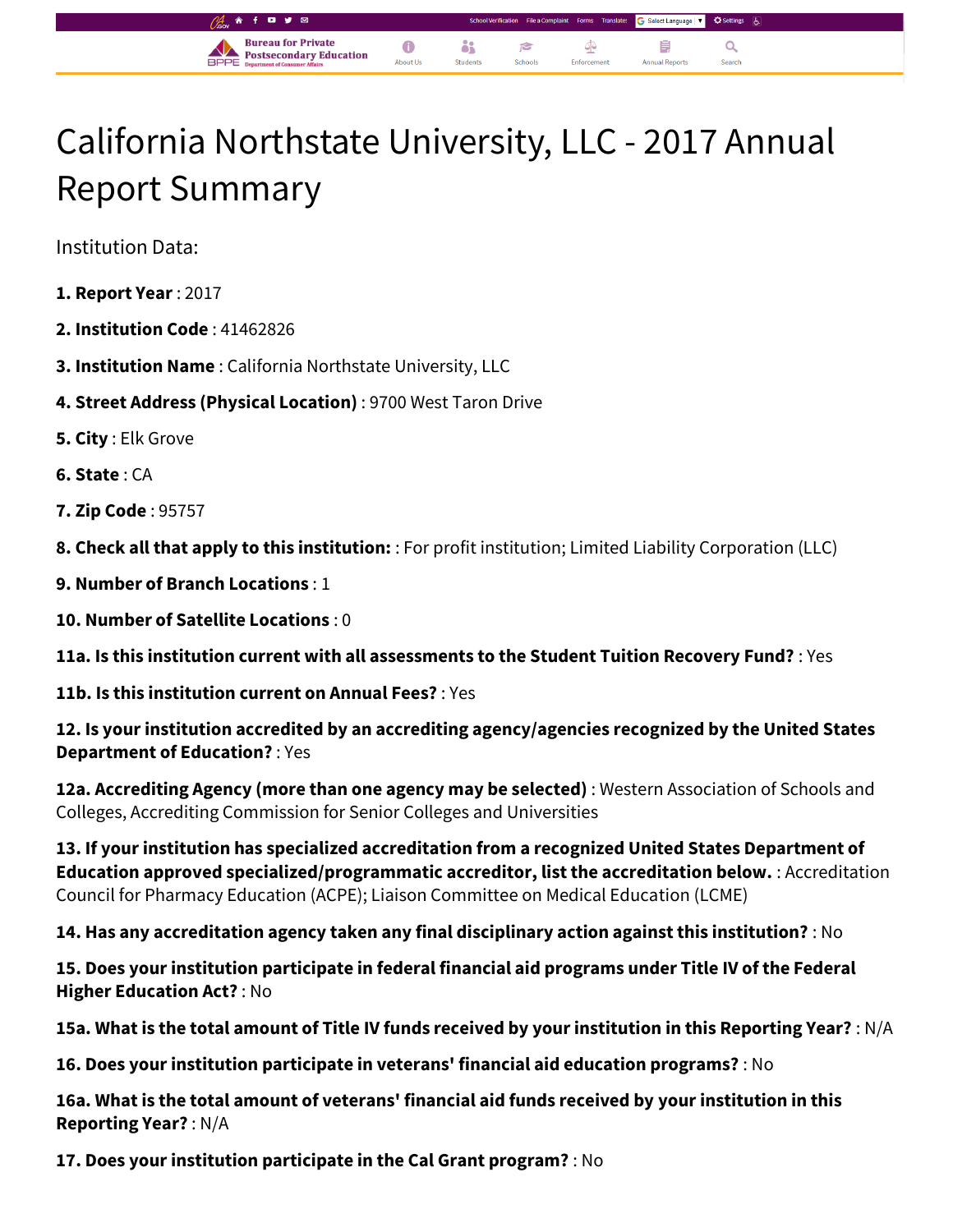# California Northstate University, LLC - 2017 Annual Report Summary

Institution Data:

**1. Report Year** : 2017

**2. Institution Code** : 41462826

**3. Institution Name** : California Northstate University, LLC

**4. Street Address (Physical Location)** : 9700 West Taron Drive

**5. City** : Elk Grove

**6. State** : CA

**7. Zip Code** : 95757

**8. Check all that apply to this institution:** : For profit institution; Limited Liability Corporation (LLC)

**9. Number of Branch Locations** : 1

**10. Number of Satellite Locations** : 0

**11a. Is this institution current with all assessments to the Student Tuition Recovery Fund?** : Yes

**11b. Is this institution current on Annual Fees?** : Yes

**12. Is your institution accredited by an accrediting agency/agencies recognized by the United States Department of Education?** : Yes

**12a. Accrediting Agency (more than one agency may be selected)** : Western Association of Schools and Colleges, Accrediting Commission for Senior Colleges and Universities

**13. If your institution has specialized accreditation from a recognized United States Department of Education approved specialized/programmatic accreditor, list the accreditation below.** : Accreditation Council for Pharmacy Education (ACPE); Liaison Committee on Medical Education (LCME)

**14. Has any accreditation agency taken any final disciplinary action against this institution?** : No

**15. Does your institution participate in federal financial aid programs under Title IV of the Federal Higher Education Act?** : No

**15a. What is the total amount of Title IV funds received by your institution in this Reporting Year?** : N/A

**16. Does your institution participate in veterans' financial aid education programs?** : No

**16a. What is the total amount of veterans' financial aid funds received by your institution in this Reporting Year?** : N/A

**17. Does your institution participate in the Cal Grant program?** : No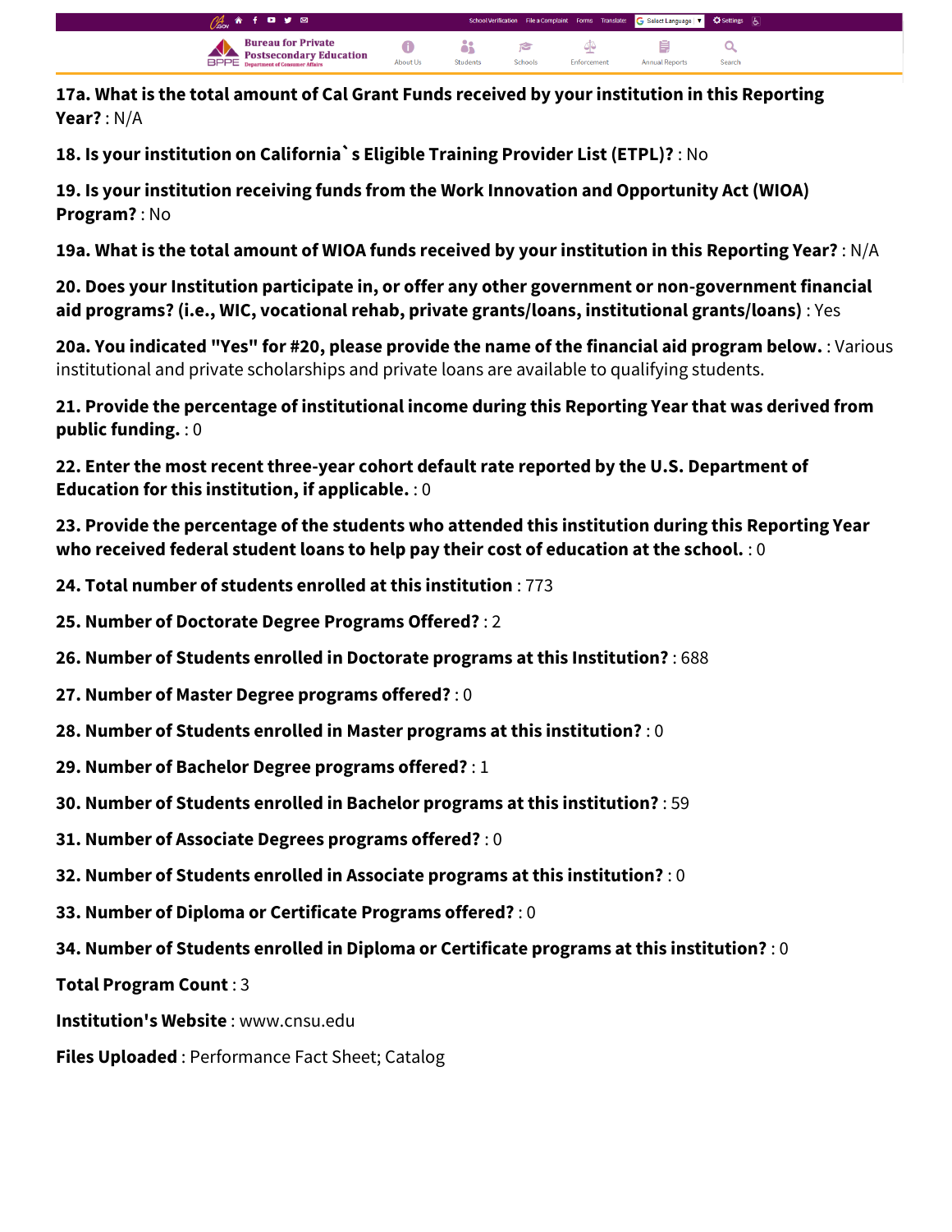**17a. What is the total amount of Cal Grant Funds received by your institution in this Reporting Year?** : N/A

**18. Is your institution on California`s Eligible Training Provider List (ETPL)?** : No

**19. Is your institution receiving funds from the Work Innovation and Opportunity Act (WIOA) Program?** : No

**19a. What is the total amount of WIOA funds received by your institution in this Reporting Year?** : N/A

**20. Does your Institution participate in, or offer any other government or non-government financial aid programs? (i.e., WIC, vocational rehab, private grants/loans, institutional grants/loans)** : Yes

**20a. You indicated "Yes" for #20, please provide the name of the financial aid program below.** : Various institutional and private scholarships and private loans are available to qualifying students.

**21. Provide the percentage of institutional income during this Reporting Year that was derived from public funding.** : 0

**22. Enter the most recent three-year cohort default rate reported by the U.S. Department of Education for this institution, if applicable.** : 0

**23. Provide the percentage of the students who attended this institution during this Reporting Year who received federal student loans to help pay their cost of education at the school.** : 0

**24. Total number of students enrolled at this institution** : 773

**25. Number of Doctorate Degree Programs Offered?** : 2

**26. Number of Students enrolled in Doctorate programs at this Institution?** : 688

**27. Number of Master Degree programs offered?** : 0

**28. Number of Students enrolled in Master programs at this institution?** : 0

**29. Number of Bachelor Degree programs offered?** : 1

**30. Number of Students enrolled in Bachelor programs at this institution?** : 59

**31. Number of Associate Degrees programs offered?** : 0

**32. Number of Students enrolled in Associate programs at this institution?** : 0

**33. Number of Diploma or Certificate Programs offered?** : 0

**34. Number of Students enrolled in Diploma or Certificate programs at this institution?** : 0

**Total Program Count** : 3

**Institution's Website** : www.cnsu.edu

**Files Uploaded** : Performance Fact Sheet; Catalog